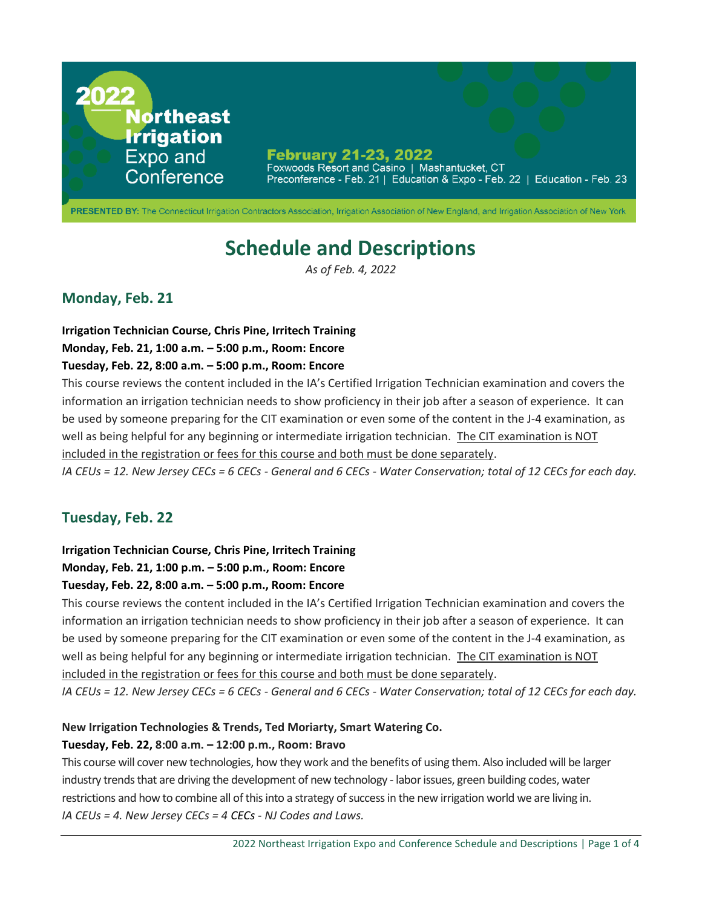# 2022 Northeast Irrigation Expo and Conference

**February 21-23, 2022**
Foxwoods Resort and Casino | Mashantucket, CT
Preconference - Feb. 21 | Education & Expo - Feb. 22 | Education - Feb. 23

**PRESENTED BY:** The Connecticut Irrigation Contractors Association, Irrigation Association of New England, and Irrigation Association of New York

# Schedule and Descriptions

*As of Feb. 4, 2022*

## Monday, Feb. 21

**Irrigation Technician Course, Chris Pine, Irritech Training**
**Monday, Feb. 21, 1:00 a.m. – 5:00 p.m., Room: Encore**
**Tuesday, Feb. 22, 8:00 a.m. – 5:00 p.m., Room: Encore**

This course reviews the content included in the IA's Certified Irrigation Technician examination and covers the information an irrigation technician needs to show proficiency in their job after a season of experience. It can be used by someone preparing for the CIT examination or even some of the content in the J-4 examination, as well as being helpful for any beginning or intermediate irrigation technician. <u>The CIT examination is NOT included in the registration or fees for this course and both must be done separately</u>.

*IA CEUs = 12. New Jersey CECs = 6 CECs - General and 6 CECs - Water Conservation; total of 12 CECs for each day.*

## Tuesday, Feb. 22

**Irrigation Technician Course, Chris Pine, Irritech Training**
**Monday, Feb. 21, 1:00 p.m. – 5:00 p.m., Room: Encore**
**Tuesday, Feb. 22, 8:00 a.m. – 5:00 p.m., Room: Encore**

This course reviews the content included in the IA's Certified Irrigation Technician examination and covers the information an irrigation technician needs to show proficiency in their job after a season of experience. It can be used by someone preparing for the CIT examination or even some of the content in the J-4 examination, as well as being helpful for any beginning or intermediate irrigation technician. <u>The CIT examination is NOT included in the registration or fees for this course and both must be done separately</u>.

*IA CEUs = 12. New Jersey CECs = 6 CECs - General and 6 CECs - Water Conservation; total of 12 CECs for each day.*

**New Irrigation Technologies & Trends, Ted Moriarty, Smart Watering Co.**
**Tuesday, Feb. 22, 8:00 a.m. – 12:00 p.m., Room: Bravo**

This course will cover new technologies, how they work and the benefits of using them. Also included will be larger industry trends that are driving the development of new technology - labor issues, green building codes, water restrictions and how to combine all of this into a strategy of success in the new irrigation world we are living in.

*IA CEUs = 4. New Jersey CECs = 4 CECs - NJ Codes and Laws.*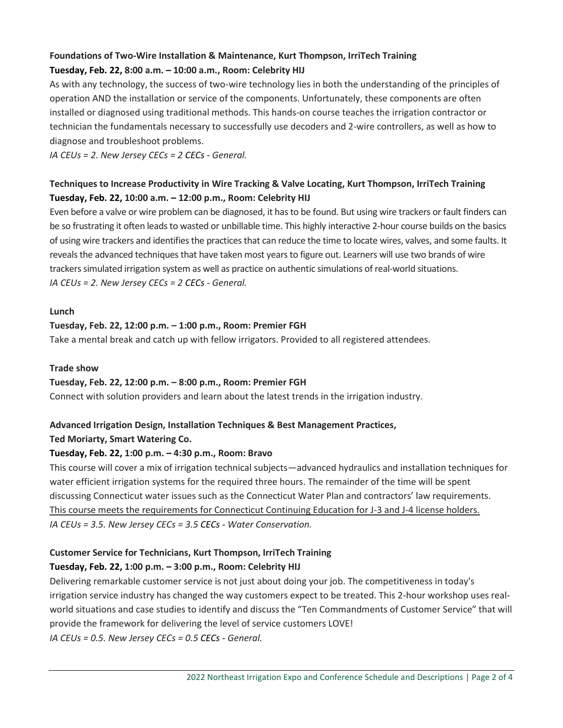**Foundations of Two-Wire Installation & Maintenance, Kurt Thompson, IrriTech Training**
**Tuesday, Feb. 22, 8:00 a.m. – 10:00 a.m., Room: Celebrity HIJ**

As with any technology, the success of two-wire technology lies in both the understanding of the principles of operation AND the installation or service of the components. Unfortunately, these components are often installed or diagnosed using traditional methods. This hands-on course teaches the irrigation contractor or technician the fundamentals necessary to successfully use decoders and 2-wire controllers, as well as how to diagnose and troubleshoot problems.

*IA CEUs = 2. New Jersey CECs = 2 CECs - General.*

**Techniques to Increase Productivity in Wire Tracking & Valve Locating, Kurt Thompson, IrriTech Training**
**Tuesday, Feb. 22, 10:00 a.m. – 12:00 p.m., Room: Celebrity HIJ**

Even before a valve or wire problem can be diagnosed, it has to be found. But using wire trackers or fault finders can be so frustrating it often leads to wasted or unbillable time. This highly interactive 2-hour course builds on the basics of using wire trackers and identifies the practices that can reduce the time to locate wires, valves, and some faults. It reveals the advanced techniques that have taken most years to figure out. Learners will use two brands of wire trackers simulated irrigation system as well as practice on authentic simulations of real-world situations.

*IA CEUs = 2. New Jersey CECs = 2 CECs - General.*

**Lunch**
**Tuesday, Feb. 22, 12:00 p.m. – 1:00 p.m., Room: Premier FGH**

Take a mental break and catch up with fellow irrigators. Provided to all registered attendees.

**Trade show**
**Tuesday, Feb. 22, 12:00 p.m. – 8:00 p.m., Room: Premier FGH**

Connect with solution providers and learn about the latest trends in the irrigation industry.

**Advanced Irrigation Design, Installation Techniques & Best Management Practices,**
**Ted Moriarty, Smart Watering Co.**
**Tuesday, Feb. 22, 1:00 p.m. – 4:30 p.m., Room: Bravo**

This course will cover a mix of irrigation technical subjects—advanced hydraulics and installation techniques for water efficient irrigation systems for the required three hours. The remainder of the time will be spent discussing Connecticut water issues such as the Connecticut Water Plan and contractors' law requirements. <u>This course meets the requirements for Connecticut Continuing Education for J-3 and J-4 license holders.</u>

*IA CEUs = 3.5. New Jersey CECs = 3.5 CECs - Water Conservation.*

**Customer Service for Technicians, Kurt Thompson, IrriTech Training**
**Tuesday, Feb. 22, 1:00 p.m. – 3:00 p.m., Room: Celebrity HIJ**

Delivering remarkable customer service is not just about doing your job. The competitiveness in today's irrigation service industry has changed the way customers expect to be treated. This 2-hour workshop uses real-world situations and case studies to identify and discuss the "Ten Commandments of Customer Service" that will provide the framework for delivering the level of service customers LOVE!

*IA CEUs = 0.5. New Jersey CECs = 0.5 CECs - General.*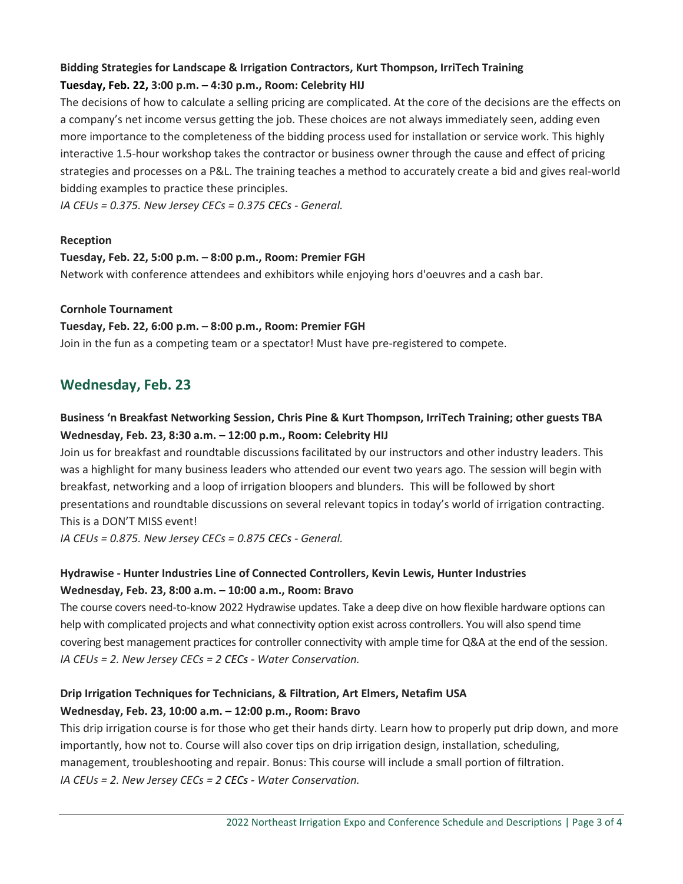**Bidding Strategies for Landscape & Irrigation Contractors, Kurt Thompson, IrriTech Training**
**Tuesday, Feb. 22, 3:00 p.m. – 4:30 p.m., Room: Celebrity HIJ**

The decisions of how to calculate a selling pricing are complicated. At the core of the decisions are the effects on a company's net income versus getting the job. These choices are not always immediately seen, adding even more importance to the completeness of the bidding process used for installation or service work. This highly interactive 1.5-hour workshop takes the contractor or business owner through the cause and effect of pricing strategies and processes on a P&L. The training teaches a method to accurately create a bid and gives real-world bidding examples to practice these principles.

*IA CEUs = 0.375. New Jersey CECs = 0.375 CECs - General.*

**Reception**
**Tuesday, Feb. 22, 5:00 p.m. – 8:00 p.m., Room: Premier FGH**

Network with conference attendees and exhibitors while enjoying hors d'oeuvres and a cash bar.

**Cornhole Tournament**
**Tuesday, Feb. 22, 6:00 p.m. – 8:00 p.m., Room: Premier FGH**

Join in the fun as a competing team or a spectator! Must have pre-registered to compete.

## Wednesday, Feb. 23

**Business 'n Breakfast Networking Session, Chris Pine & Kurt Thompson, IrriTech Training; other guests TBA**
**Wednesday, Feb. 23, 8:30 a.m. – 12:00 p.m., Room: Celebrity HIJ**

Join us for breakfast and roundtable discussions facilitated by our instructors and other industry leaders. This was a highlight for many business leaders who attended our event two years ago. The session will begin with breakfast, networking and a loop of irrigation bloopers and blunders. This will be followed by short presentations and roundtable discussions on several relevant topics in today's world of irrigation contracting. This is a DON'T MISS event!

*IA CEUs = 0.875. New Jersey CECs = 0.875 CECs - General.*

**Hydrawise - Hunter Industries Line of Connected Controllers, Kevin Lewis, Hunter Industries**
**Wednesday, Feb. 23, 8:00 a.m. – 10:00 a.m., Room: Bravo**

The course covers need-to-know 2022 Hydrawise updates. Take a deep dive on how flexible hardware options can help with complicated projects and what connectivity option exist across controllers. You will also spend time covering best management practices for controller connectivity with ample time for Q&A at the end of the session.

*IA CEUs = 2. New Jersey CECs = 2 CECs - Water Conservation.*

**Drip Irrigation Techniques for Technicians, & Filtration, Art Elmers, Netafim USA**
**Wednesday, Feb. 23, 10:00 a.m. – 12:00 p.m., Room: Bravo**

This drip irrigation course is for those who get their hands dirty. Learn how to properly put drip down, and more importantly, how not to. Course will also cover tips on drip irrigation design, installation, scheduling, management, troubleshooting and repair. Bonus: This course will include a small portion of filtration.

*IA CEUs = 2. New Jersey CECs = 2 CECs - Water Conservation.*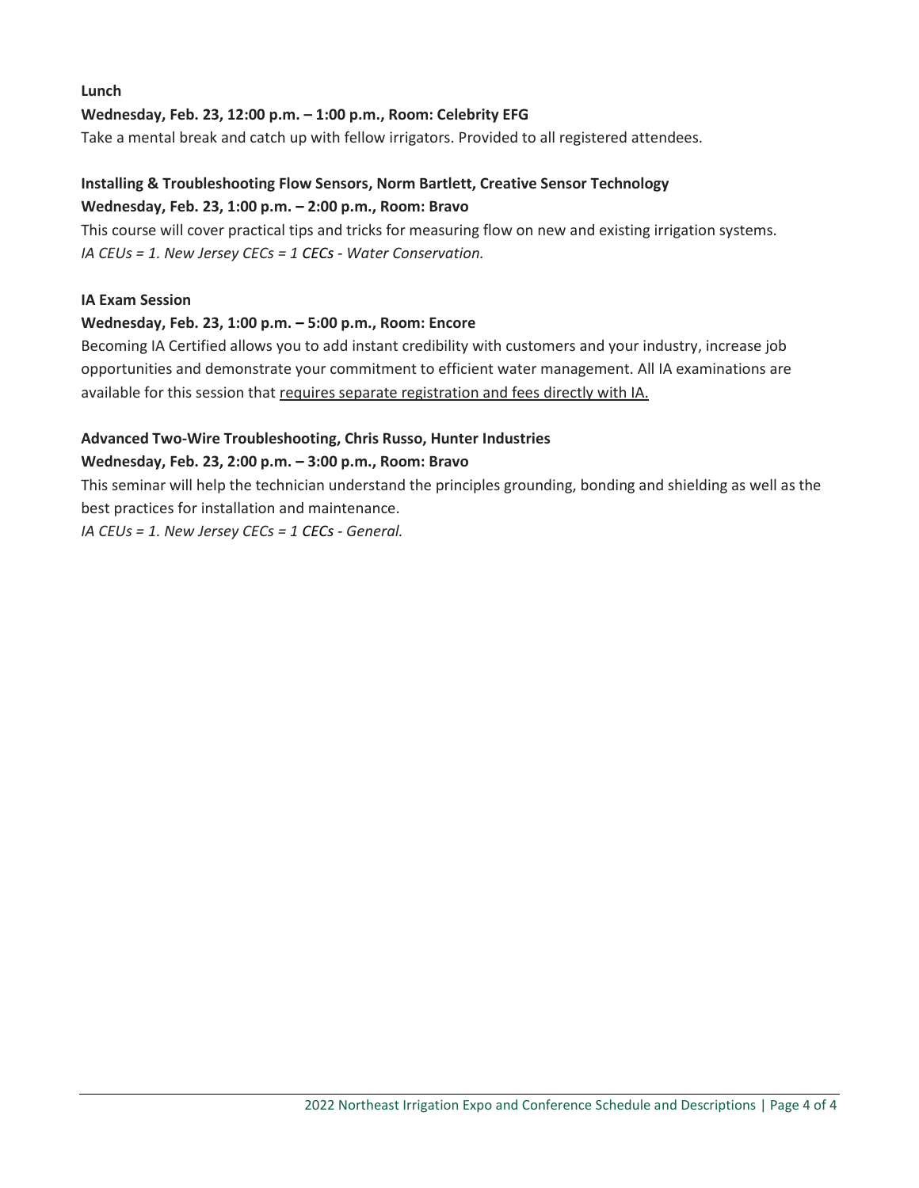**Lunch**

**Wednesday, Feb. 23, 12:00 p.m. – 1:00 p.m., Room: Celebrity EFG**

Take a mental break and catch up with fellow irrigators. Provided to all registered attendees.

**Installing & Troubleshooting Flow Sensors, Norm Bartlett, Creative Sensor Technology**

**Wednesday, Feb. 23, 1:00 p.m. – 2:00 p.m., Room: Bravo**

This course will cover practical tips and tricks for measuring flow on new and existing irrigation systems.

*IA CEUs = 1. New Jersey CECs = 1 CECs - Water Conservation.*

**IA Exam Session**

**Wednesday, Feb. 23, 1:00 p.m. – 5:00 p.m., Room: Encore**

Becoming IA Certified allows you to add instant credibility with customers and your industry, increase job opportunities and demonstrate your commitment to efficient water management. All IA examinations are available for this session that requires separate registration and fees directly with IA.

**Advanced Two-Wire Troubleshooting, Chris Russo, Hunter Industries**

**Wednesday, Feb. 23, 2:00 p.m. – 3:00 p.m., Room: Bravo**

This seminar will help the technician understand the principles grounding, bonding and shielding as well as the best practices for installation and maintenance.

*IA CEUs = 1. New Jersey CECs = 1 CECs - General.*